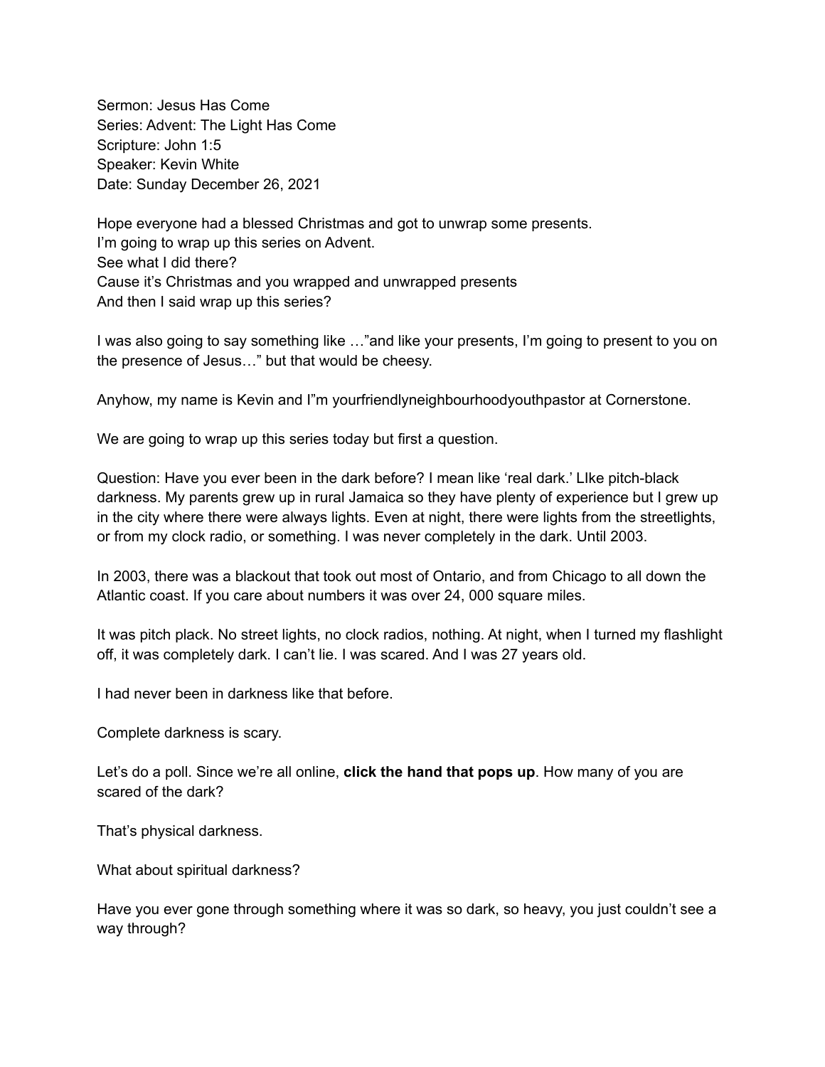Sermon: Jesus Has Come
Series: Advent: The Light Has Come
Scripture: John 1:5
Speaker: Kevin White
Date: Sunday December 26, 2021

Hope everyone had a blessed Christmas and got to unwrap some presents.
I'm going to wrap up this series on Advent.
See what I did there?
Cause it's Christmas and you wrapped and unwrapped presents
And then I said wrap up this series?

I was also going to say something like …"and like your presents, I'm going to present to you on the presence of Jesus…" but that would be cheesy.

Anyhow, my name is Kevin and I"m yourfriendlyneighbourhoodyouthpastor at Cornerstone.

We are going to wrap up this series today but first a question.

Question: Have you ever been in the dark before? I mean like 'real dark.' LIke pitch-black darkness. My parents grew up in rural Jamaica so they have plenty of experience but I grew up in the city where there were always lights. Even at night, there were lights from the streetlights, or from my clock radio, or something. I was never completely in the dark. Until 2003.

In 2003, there was a blackout that took out most of Ontario, and from Chicago to all down the Atlantic coast. If you care about numbers it was over 24, 000 square miles.

It was pitch plack. No street lights, no clock radios, nothing. At night, when I turned my flashlight off, it was completely dark. I can't lie. I was scared. And I was 27 years old.

I had never been in darkness like that before.

Complete darkness is scary.

Let's do a poll. Since we're all online, **click the hand that pops up**. How many of you are scared of the dark?

That's physical darkness.

What about spiritual darkness?

Have you ever gone through something where it was so dark, so heavy, you just couldn't see a way through?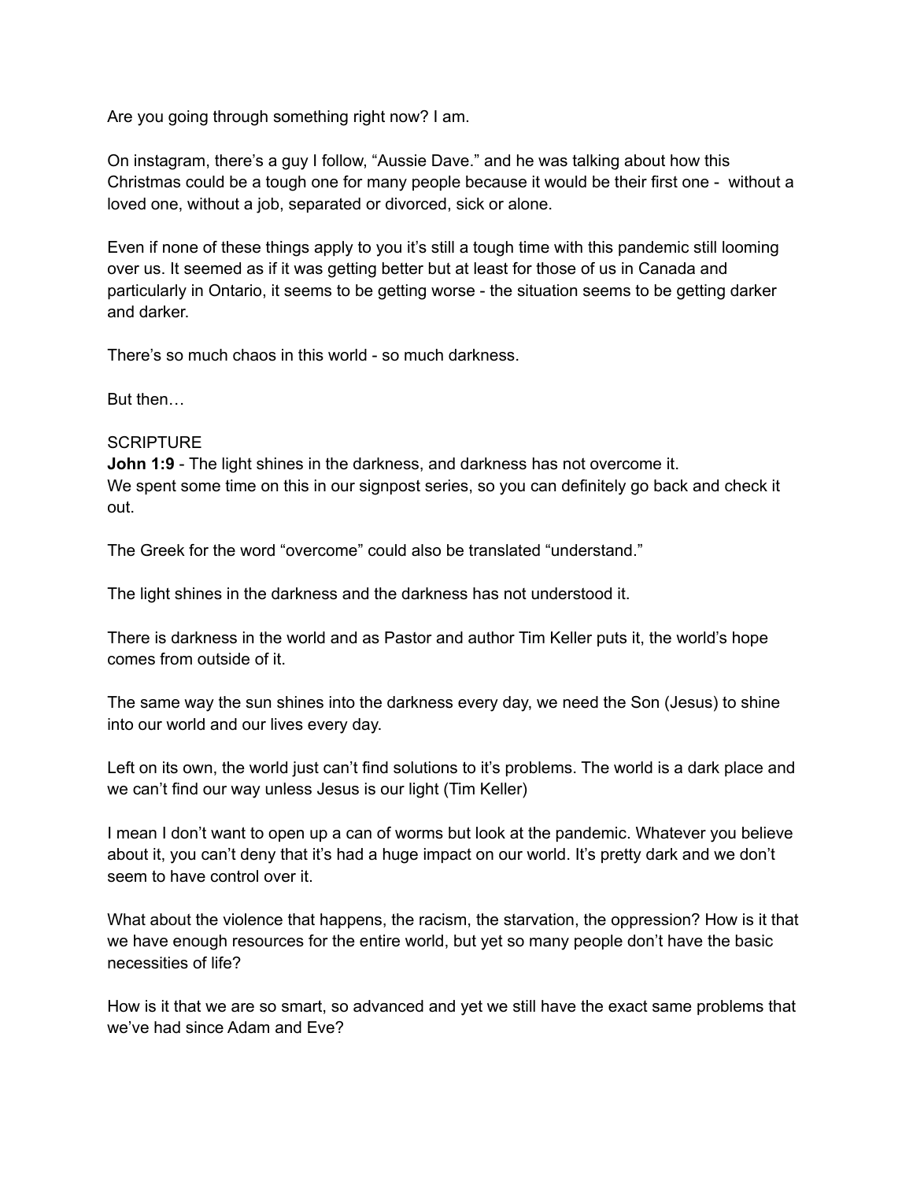Are you going through something right now? I am.

On instagram, there's a guy I follow, "Aussie Dave." and he was talking about how this Christmas could be a tough one for many people because it would be their first one - without a loved one, without a job, separated or divorced, sick or alone.

Even if none of these things apply to you it's still a tough time with this pandemic still looming over us. It seemed as if it was getting better but at least for those of us in Canada and particularly in Ontario, it seems to be getting worse - the situation seems to be getting darker and darker.

There's so much chaos in this world - so much darkness.

But then…

SCRIPTURE
**John 1:9** - The light shines in the darkness, and darkness has not overcome it.
We spent some time on this in our signpost series, so you can definitely go back and check it out.

The Greek for the word "overcome" could also be translated "understand."

The light shines in the darkness and the darkness has not understood it.

There is darkness in the world and as Pastor and author Tim Keller puts it, the world's hope comes from outside of it.

The same way the sun shines into the darkness every day, we need the Son (Jesus) to shine into our world and our lives every day.

Left on its own, the world just can't find solutions to it's problems. The world is a dark place and we can't find our way unless Jesus is our light (Tim Keller)

I mean I don't want to open up a can of worms but look at the pandemic. Whatever you believe about it, you can't deny that it's had a huge impact on our world. It's pretty dark and we don't seem to have control over it.

What about the violence that happens, the racism, the starvation, the oppression? How is it that we have enough resources for the entire world, but yet so many people don't have the basic necessities of life?

How is it that we are so smart, so advanced and yet we still have the exact same problems that we've had since Adam and Eve?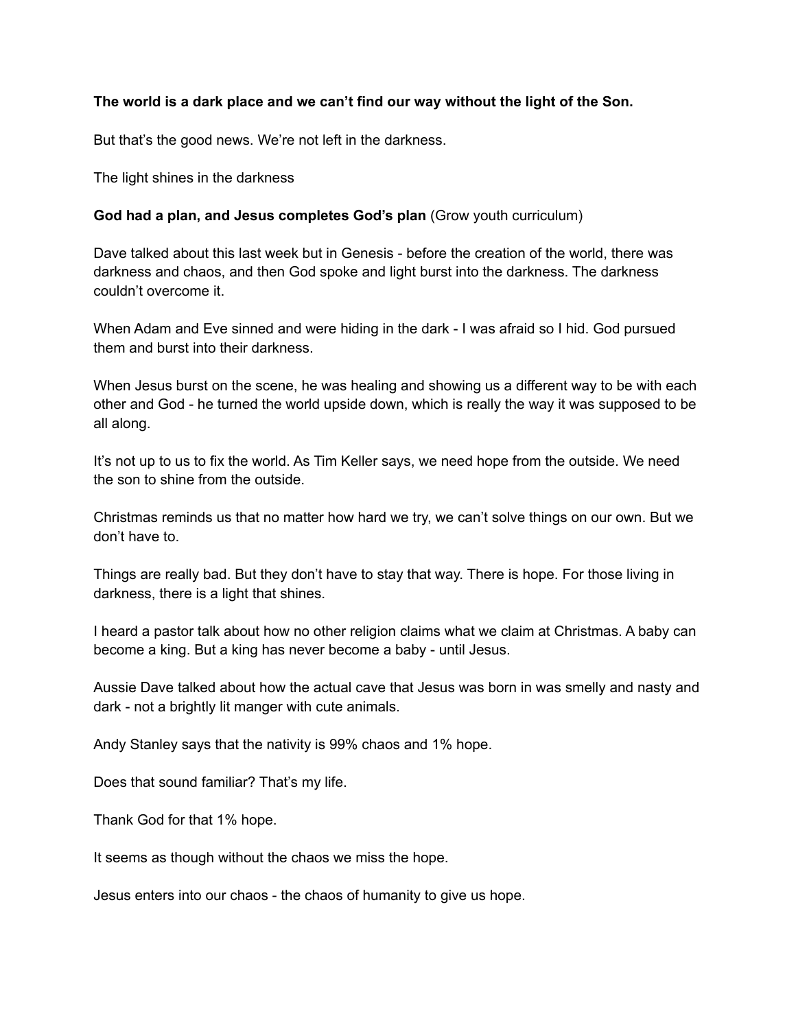**The world is a dark place and we can't find our way without the light of the Son.**

But that's the good news. We're not left in the darkness.

The light shines in the darkness

**God had a plan, and Jesus completes God's plan** (Grow youth curriculum)

Dave talked about this last week but in Genesis - before the creation of the world, there was darkness and chaos, and then God spoke and light burst into the darkness. The darkness couldn't overcome it.

When Adam and Eve sinned and were hiding in the dark - I was afraid so I hid. God pursued them and burst into their darkness.

When Jesus burst on the scene, he was healing and showing us a different way to be with each other and God - he turned the world upside down, which is really the way it was supposed to be all along.

It's not up to us to fix the world. As Tim Keller says, we need hope from the outside. We need the son to shine from the outside.

Christmas reminds us that no matter how hard we try, we can't solve things on our own. But we don't have to.

Things are really bad. But they don't have to stay that way. There is hope. For those living in darkness, there is a light that shines.

I heard a pastor talk about how no other religion claims what we claim at Christmas. A baby can become a king. But a king has never become a baby - until Jesus.

Aussie Dave talked about how the actual cave that Jesus was born in was smelly and nasty and dark - not a brightly lit manger with cute animals.

Andy Stanley says that the nativity is 99% chaos and 1% hope.

Does that sound familiar? That's my life.

Thank God for that 1% hope.

It seems as though without the chaos we miss the hope.

Jesus enters into our chaos - the chaos of humanity to give us hope.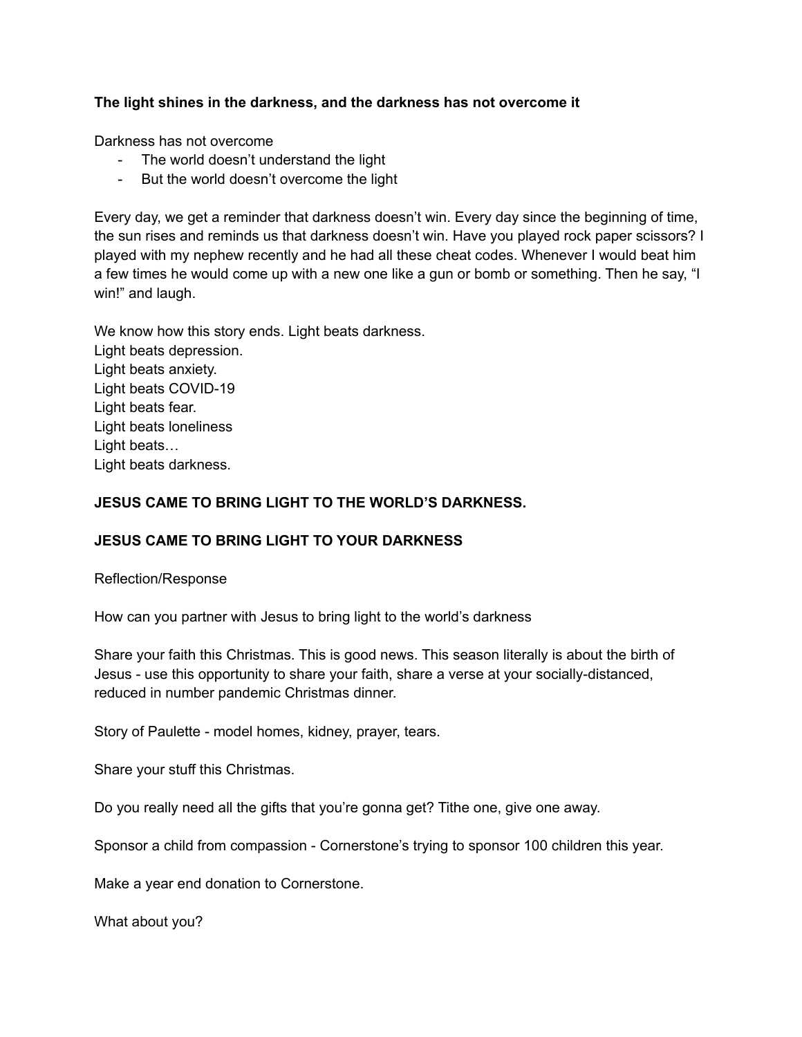**The light shines in the darkness, and the darkness has not overcome it**

Darkness has not overcome

- The world doesn't understand the light
- But the world doesn't overcome the light

Every day, we get a reminder that darkness doesn't win. Every day since the beginning of time, the sun rises and reminds us that darkness doesn't win. Have you played rock paper scissors? I played with my nephew recently and he had all these cheat codes. Whenever I would beat him a few times he would come up with a new one like a gun or bomb or something. Then he say, "I win!" and laugh.

We know how this story ends. Light beats darkness.
Light beats depression.
Light beats anxiety.
Light beats COVID-19
Light beats fear.
Light beats loneliness
Light beats…
Light beats darkness.

**JESUS CAME TO BRING LIGHT TO THE WORLD'S DARKNESS.**

**JESUS CAME TO BRING LIGHT TO YOUR DARKNESS**

Reflection/Response

How can you partner with Jesus to bring light to the world's darkness

Share your faith this Christmas. This is good news. This season literally is about the birth of Jesus - use this opportunity to share your faith, share a verse at your socially-distanced, reduced in number pandemic Christmas dinner.

Story of Paulette - model homes, kidney, prayer, tears.

Share your stuff this Christmas.

Do you really need all the gifts that you're gonna get? Tithe one, give one away.

Sponsor a child from compassion - Cornerstone's trying to sponsor 100 children this year.

Make a year end donation to Cornerstone.

What about you?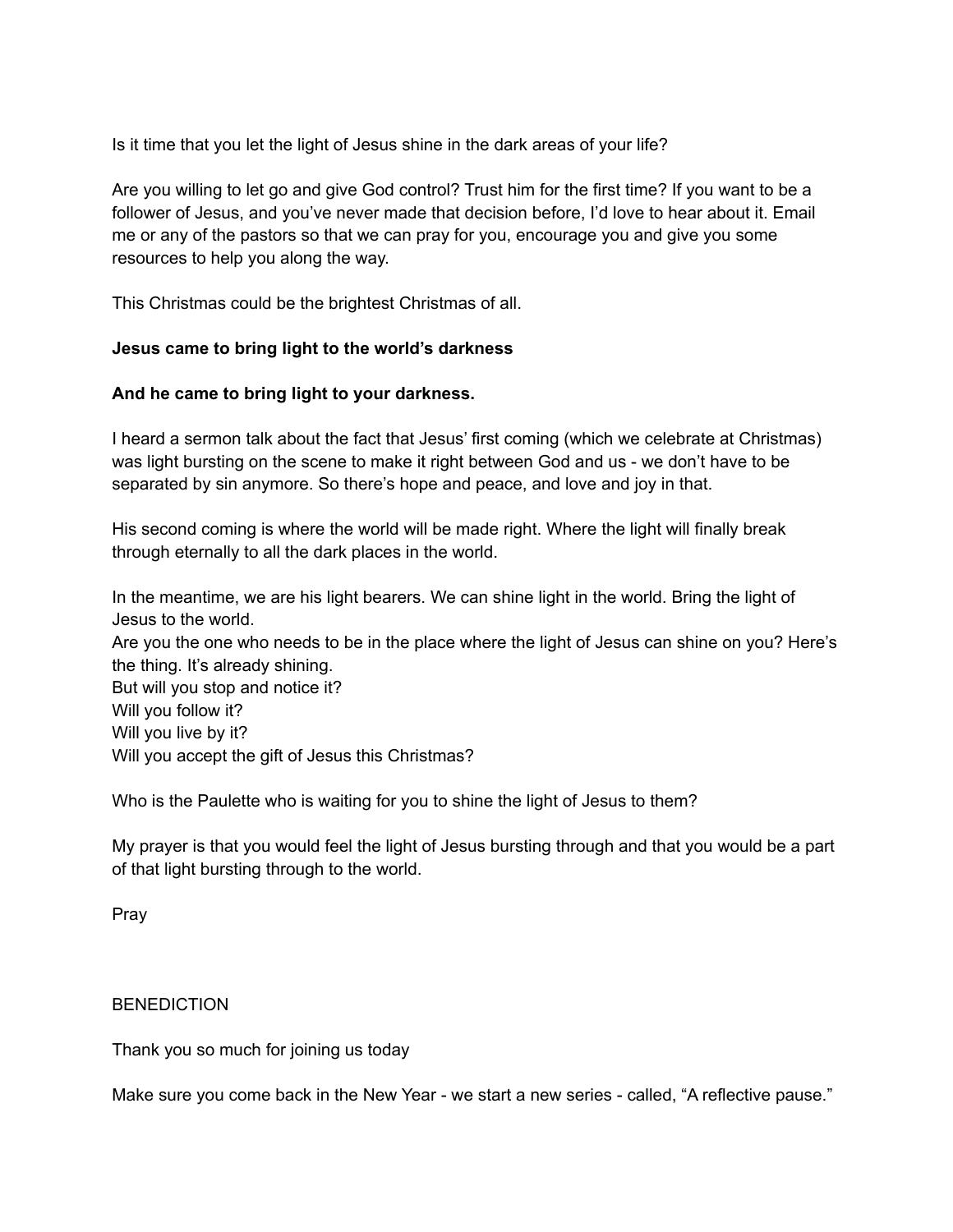Is it time that you let the light of Jesus shine in the dark areas of your life?

Are you willing to let go and give God control? Trust him for the first time? If you want to be a follower of Jesus, and you've never made that decision before, I'd love to hear about it. Email me or any of the pastors so that we can pray for you, encourage you and give you some resources to help you along the way.

This Christmas could be the brightest Christmas of all.

**Jesus came to bring light to the world's darkness**

**And he came to bring light to your darkness.**

I heard a sermon talk about the fact that Jesus' first coming (which we celebrate at Christmas) was light bursting on the scene to make it right between God and us - we don't have to be separated by sin anymore. So there's hope and peace, and love and joy in that.

His second coming is where the world will be made right. Where the light will finally break through eternally to all the dark places in the world.

In the meantime, we are his light bearers. We can shine light in the world. Bring the light of Jesus to the world.
Are you the one who needs to be in the place where the light of Jesus can shine on you? Here's the thing. It's already shining.
But will you stop and notice it?
Will you follow it?
Will you live by it?
Will you accept the gift of Jesus this Christmas?

Who is the Paulette who is waiting for you to shine the light of Jesus to them?

My prayer is that you would feel the light of Jesus bursting through and that you would be a part of that light bursting through to the world.

Pray

BENEDICTION

Thank you so much for joining us today

Make sure you come back in the New Year - we start a new series - called, "A reflective pause."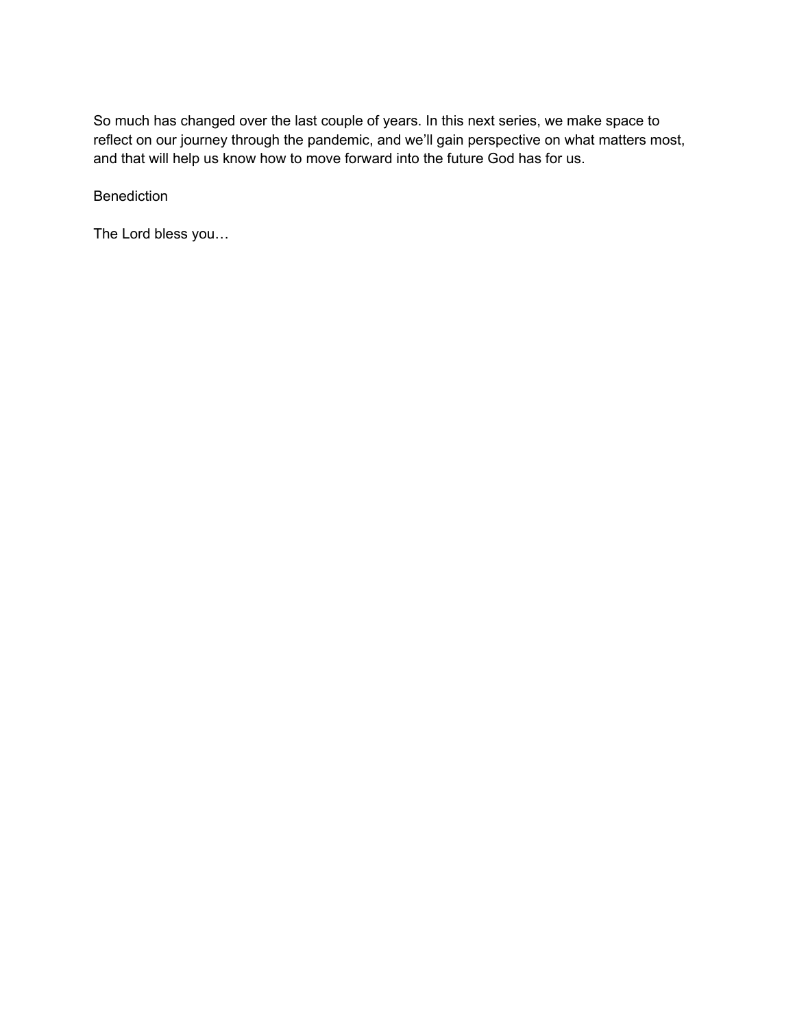So much has changed over the last couple of years. In this next series, we make space to reflect on our journey through the pandemic, and we'll gain perspective on what matters most, and that will help us know how to move forward into the future God has for us.

Benediction

The Lord bless you…